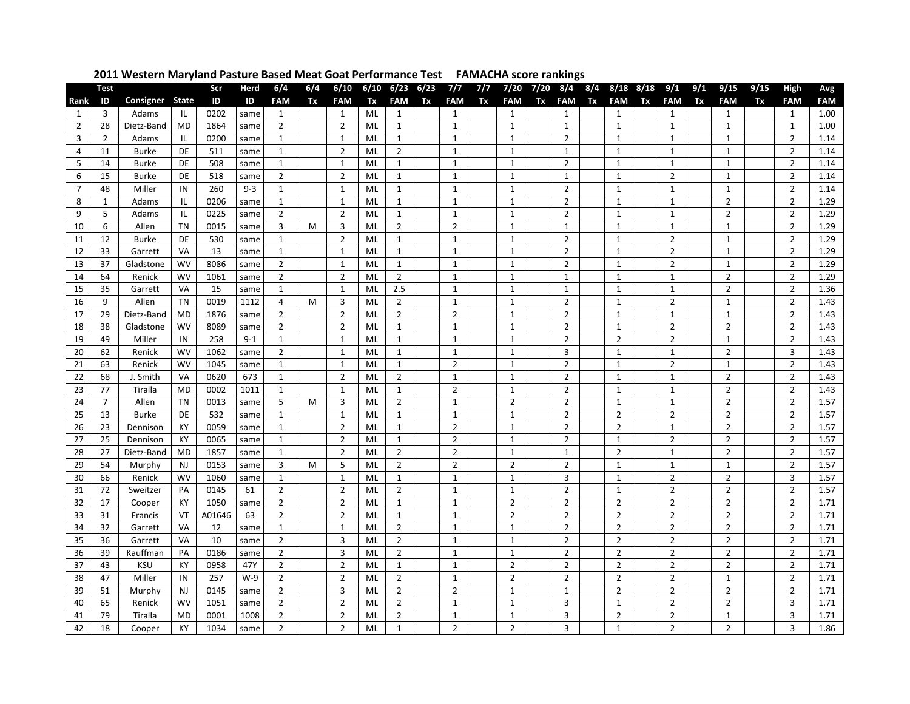## 2011 Western Maryland Pasture Based Meat Goat Performance Test FAMACHA score rankings

| Rank | Test ID | Consigner | State | Scr ID | Herd ID | 6/4 FAM | 6/4 Tx | 6/10 FAM | 6/10 Tx | 6/23 FAM | 6/23 Tx | 7/7 FAM | 7/7 Tx | 7/20 FAM | 7/20 Tx | 8/4 FAM | 8/4 Tx | 8/18 FAM | 8/18 Tx | 9/1 FAM | 9/1 Tx | 9/15 FAM | 9/15 Tx | High FAM | Avg FAM |
|---|---|---|---|---|---|---|---|---|---|---|---|---|---|---|---|---|---|---|---|---|---|---|---|---|---|
| 1 | 3 | Adams | IL | 0202 | same | 1 | | 1 | ML | 1 | | 1 | | 1 | | 1 | | 1 | | 1 | | 1 | | 1 | 1.00 |
| 2 | 28 | Dietz-Band | MD | 1864 | same | 2 | | 2 | ML | 1 | | 1 | | 1 | | 1 | | 1 | | 1 | | 1 | | 1 | 1.00 |
| 3 | 2 | Adams | IL | 0200 | same | 1 | | 1 | ML | 1 | | 1 | | 1 | | 2 | | 1 | | 1 | | 1 | | 2 | 1.14 |
| 4 | 11 | Burke | DE | 511 | same | 1 | | 2 | ML | 2 | | 1 | | 1 | | 1 | | 1 | | 1 | | 1 | | 2 | 1.14 |
| 5 | 14 | Burke | DE | 508 | same | 1 | | 1 | ML | 1 | | 1 | | 1 | | 2 | | 1 | | 1 | | 1 | | 2 | 1.14 |
| 6 | 15 | Burke | DE | 518 | same | 2 | | 2 | ML | 1 | | 1 | | 1 | | 1 | | 1 | | 2 | | 1 | | 2 | 1.14 |
| 7 | 48 | Miller | IN | 260 | 9-3 | 1 | | 1 | ML | 1 | | 1 | | 1 | | 2 | | 1 | | 1 | | 1 | | 2 | 1.14 |
| 8 | 1 | Adams | IL | 0206 | same | 1 | | 1 | ML | 1 | | 1 | | 1 | | 2 | | 1 | | 1 | | 2 | | 2 | 1.29 |
| 9 | 5 | Adams | IL | 0225 | same | 2 | | 2 | ML | 1 | | 1 | | 1 | | 2 | | 1 | | 1 | | 2 | | 2 | 1.29 |
| 10 | 6 | Allen | TN | 0015 | same | 3 | M | 3 | ML | 2 | | 2 | | 1 | | 1 | | 1 | | 1 | | 1 | | 2 | 1.29 |
| 11 | 12 | Burke | DE | 530 | same | 1 | | 2 | ML | 1 | | 1 | | 1 | | 2 | | 1 | | 2 | | 1 | | 2 | 1.29 |
| 12 | 33 | Garrett | VA | 13 | same | 1 | | 1 | ML | 1 | | 1 | | 1 | | 2 | | 1 | | 2 | | 1 | | 2 | 1.29 |
| 13 | 37 | Gladstone | WV | 8086 | same | 2 | | 1 | ML | 1 | | 1 | | 1 | | 2 | | 1 | | 2 | | 1 | | 2 | 1.29 |
| 14 | 64 | Renick | WV | 1061 | same | 2 | | 2 | ML | 1 | | 1 | | 1 | | 1 | | 1 | | 1 | | 2 | | 2 | 1.29 |
| 15 | 35 | Garrett | VA | 15 | same | 1 | | 1 | ML | 2.5 | | 1 | | 1 | | 1 | | 1 | | 1 | | 2 | | 2 | 1.36 |
| 16 | 9 | Allen | TN | 0019 | 1112 | 4 | M | 3 | ML | 2 | | 1 | | 1 | | 2 | | 1 | | 2 | | 1 | | 2 | 1.43 |
| 17 | 29 | Dietz-Band | MD | 1876 | same | 2 | | 2 | ML | 2 | | 2 | | 1 | | 2 | | 1 | | 1 | | 1 | | 2 | 1.43 |
| 18 | 38 | Gladstone | WV | 8089 | same | 2 | | 2 | ML | 1 | | 1 | | 1 | | 2 | | 1 | | 2 | | 2 | | 2 | 1.43 |
| 19 | 49 | Miller | IN | 258 | 9-1 | 1 | | 1 | ML | 1 | | 1 | | 1 | | 2 | | 2 | | 2 | | 1 | | 2 | 1.43 |
| 20 | 62 | Renick | WV | 1062 | same | 2 | | 1 | ML | 1 | | 1 | | 1 | | 3 | | 1 | | 1 | | 2 | | 3 | 1.43 |
| 21 | 63 | Renick | WV | 1045 | same | 1 | | 1 | ML | 1 | | 2 | | 1 | | 2 | | 1 | | 2 | | 1 | | 2 | 1.43 |
| 22 | 68 | J. Smith | VA | 0620 | 673 | 1 | | 2 | ML | 2 | | 1 | | 1 | | 2 | | 1 | | 1 | | 2 | | 2 | 1.43 |
| 23 | 77 | Tiralla | MD | 0002 | 1011 | 1 | | 1 | ML | 1 | | 2 | | 1 | | 2 | | 1 | | 1 | | 2 | | 2 | 1.43 |
| 24 | 7 | Allen | TN | 0013 | same | 5 | M | 3 | ML | 2 | | 1 | | 2 | | 2 | | 1 | | 1 | | 2 | | 2 | 1.57 |
| 25 | 13 | Burke | DE | 532 | same | 1 | | 1 | ML | 1 | | 1 | | 1 | | 2 | | 2 | | 2 | | 2 | | 2 | 1.57 |
| 26 | 23 | Dennison | KY | 0059 | same | 1 | | 2 | ML | 1 | | 2 | | 1 | | 2 | | 2 | | 1 | | 2 | | 2 | 1.57 |
| 27 | 25 | Dennison | KY | 0065 | same | 1 | | 2 | ML | 1 | | 2 | | 1 | | 2 | | 1 | | 2 | | 2 | | 2 | 1.57 |
| 28 | 27 | Dietz-Band | MD | 1857 | same | 1 | | 2 | ML | 2 | | 2 | | 1 | | 1 | | 2 | | 1 | | 2 | | 2 | 1.57 |
| 29 | 54 | Murphy | NJ | 0153 | same | 3 | M | 5 | ML | 2 | | 2 | | 2 | | 2 | | 1 | | 1 | | 1 | | 2 | 1.57 |
| 30 | 66 | Renick | WV | 1060 | same | 1 | | 1 | ML | 1 | | 1 | | 1 | | 3 | | 1 | | 2 | | 2 | | 3 | 1.57 |
| 31 | 72 | Sweitzer | PA | 0145 | 61 | 2 | | 2 | ML | 2 | | 1 | | 1 | | 2 | | 1 | | 2 | | 2 | | 2 | 1.57 |
| 32 | 17 | Cooper | KY | 1050 | same | 2 | | 2 | ML | 1 | | 1 | | 2 | | 2 | | 2 | | 2 | | 2 | | 2 | 1.71 |
| 33 | 31 | Francis | VT | A01646 | 63 | 2 | | 2 | ML | 1 | | 1 | | 2 | | 2 | | 2 | | 2 | | 2 | | 2 | 1.71 |
| 34 | 32 | Garrett | VA | 12 | same | 1 | | 1 | ML | 2 | | 1 | | 1 | | 2 | | 2 | | 2 | | 2 | | 2 | 1.71 |
| 35 | 36 | Garrett | VA | 10 | same | 2 | | 3 | ML | 2 | | 1 | | 1 | | 2 | | 2 | | 2 | | 2 | | 2 | 1.71 |
| 36 | 39 | Kauffman | PA | 0186 | same | 2 | | 3 | ML | 2 | | 1 | | 1 | | 2 | | 2 | | 2 | | 2 | | 2 | 1.71 |
| 37 | 43 | KSU | KY | 0958 | 47Y | 2 | | 2 | ML | 1 | | 1 | | 2 | | 2 | | 2 | | 2 | | 2 | | 2 | 1.71 |
| 38 | 47 | Miller | IN | 257 | W-9 | 2 | | 2 | ML | 2 | | 1 | | 2 | | 2 | | 2 | | 2 | | 1 | | 2 | 1.71 |
| 39 | 51 | Murphy | NJ | 0145 | same | 2 | | 3 | ML | 2 | | 2 | | 1 | | 1 | | 2 | | 2 | | 2 | | 2 | 1.71 |
| 40 | 65 | Renick | WV | 1051 | same | 2 | | 2 | ML | 2 | | 1 | | 1 | | 3 | | 1 | | 2 | | 2 | | 3 | 1.71 |
| 41 | 79 | Tiralla | MD | 0001 | 1008 | 2 | | 2 | ML | 2 | | 1 | | 1 | | 3 | | 2 | | 2 | | 1 | | 3 | 1.71 |
| 42 | 18 | Cooper | KY | 1034 | same | 2 | | 2 | ML | 1 | | 2 | | 2 | | 3 | | 1 | | 2 | | 2 | | 3 | 1.86 |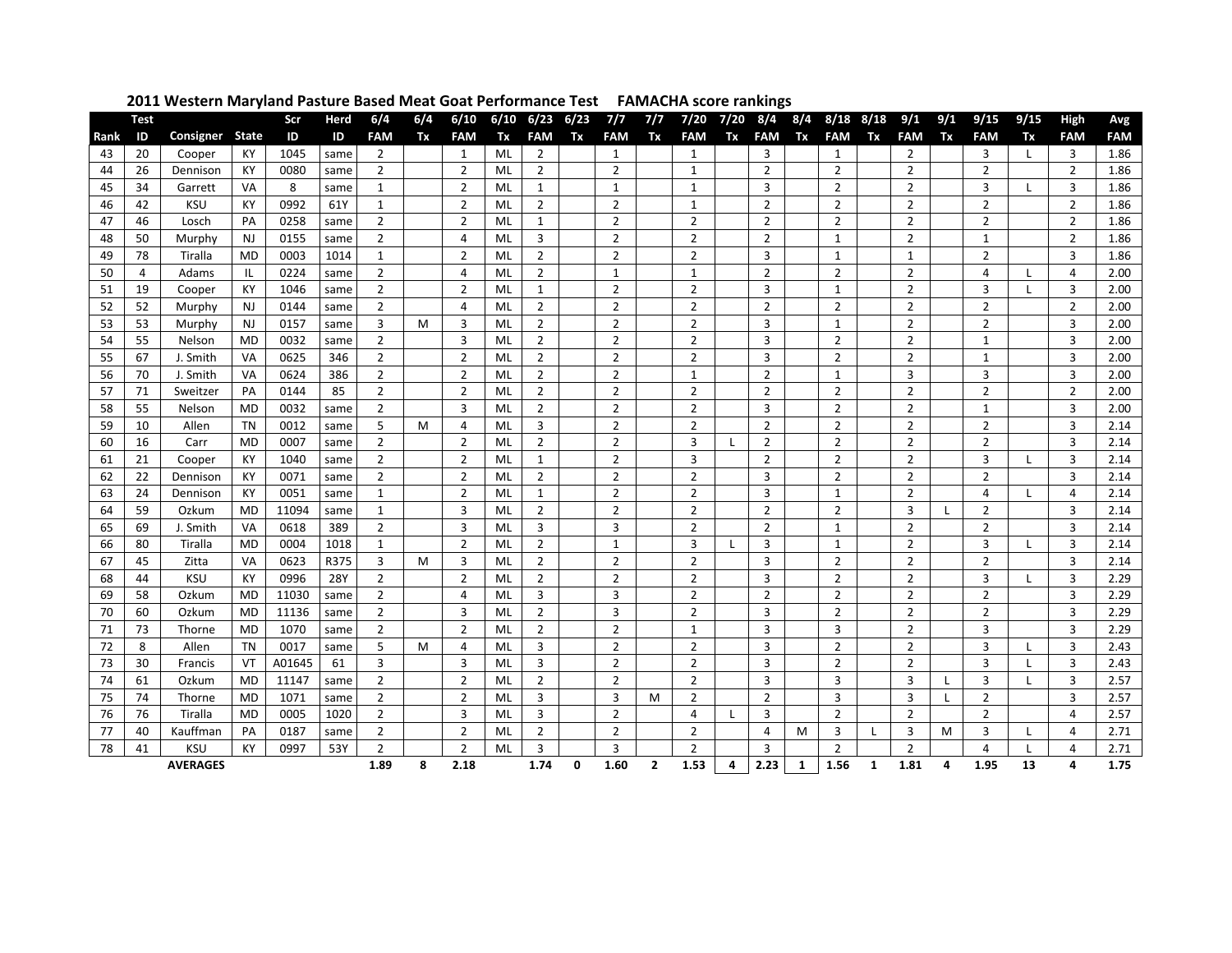## 2011 Western Maryland Pasture Based Meat Goat Performance Test FAMACHA score rankings

| Rank | Test ID | Consigner | State | Scr ID | Herd ID | 6/4 FAM | 6/4 Tx | 6/10 FAM | 6/10 Tx | 6/23 FAM | 6/23 Tx | 7/7 FAM | 7/7 Tx | 7/20 FAM | 7/20 Tx | 8/4 FAM | 8/4 Tx | 8/18 FAM | 8/18 Tx | 9/1 FAM | 9/1 Tx | 9/15 FAM | 9/15 Tx | High FAM | Avg FAM |
|---|---|---|---|---|---|---|---|---|---|---|---|---|---|---|---|---|---|---|---|---|---|---|---|---|---|
| 43 | 20 | Cooper | KY | 1045 | same | 2 | | 1 | ML | 2 | | 1 | | 1 | | 3 | | 1 | | 2 | | 3 | L | 3 | 1.86 |
| 44 | 26 | Dennison | KY | 0080 | same | 2 | | 2 | ML | 2 | | 2 | | 1 | | 2 | | 2 | | 2 | | 2 | | 2 | 1.86 |
| 45 | 34 | Garrett | VA | 8 | same | 1 | | 2 | ML | 1 | | 1 | | 1 | | 3 | | 2 | | 2 | | 3 | L | 3 | 1.86 |
| 46 | 42 | KSU | KY | 0992 | 61Y | 1 | | 2 | ML | 2 | | 2 | | 1 | | 2 | | 2 | | 2 | | 2 | | 2 | 1.86 |
| 47 | 46 | Losch | PA | 0258 | same | 2 | | 2 | ML | 1 | | 2 | | 2 | | 2 | | 2 | | 2 | | 2 | | 2 | 1.86 |
| 48 | 50 | Murphy | NJ | 0155 | same | 2 | | 4 | ML | 3 | | 2 | | 2 | | 2 | | 1 | | 2 | | 1 | | 2 | 1.86 |
| 49 | 78 | Tiralla | MD | 0003 | 1014 | 1 | | 2 | ML | 2 | | 2 | | 2 | | 3 | | 1 | | 1 | | 2 | | 3 | 1.86 |
| 50 | 4 | Adams | IL | 0224 | same | 2 | | 4 | ML | 2 | | 1 | | 1 | | 2 | | 2 | | 2 | | 4 | L | 4 | 2.00 |
| 51 | 19 | Cooper | KY | 1046 | same | 2 | | 2 | ML | 1 | | 2 | | 2 | | 3 | | 1 | | 2 | | 3 | L | 3 | 2.00 |
| 52 | 52 | Murphy | NJ | 0144 | same | 2 | | 4 | ML | 2 | | 2 | | 2 | | 2 | | 2 | | 2 | | 2 | | 2 | 2.00 |
| 53 | 53 | Murphy | NJ | 0157 | same | 3 | M | 3 | ML | 2 | | 2 | | 2 | | 3 | | 1 | | 2 | | 2 | | 3 | 2.00 |
| 54 | 55 | Nelson | MD | 0032 | same | 2 | | 3 | ML | 2 | | 2 | | 2 | | 3 | | 2 | | 2 | | 1 | | 3 | 2.00 |
| 55 | 67 | J. Smith | VA | 0625 | 346 | 2 | | 2 | ML | 2 | | 2 | | 2 | | 3 | | 2 | | 2 | | 1 | | 3 | 2.00 |
| 56 | 70 | J. Smith | VA | 0624 | 386 | 2 | | 2 | ML | 2 | | 2 | | 1 | | 2 | | 1 | | 3 | | 3 | | 3 | 2.00 |
| 57 | 71 | Sweitzer | PA | 0144 | 85 | 2 | | 2 | ML | 2 | | 2 | | 2 | | 2 | | 2 | | 2 | | 2 | | 2 | 2.00 |
| 58 | 55 | Nelson | MD | 0032 | same | 2 | | 3 | ML | 2 | | 2 | | 2 | | 3 | | 2 | | 2 | | 1 | | 3 | 2.00 |
| 59 | 10 | Allen | TN | 0012 | same | 5 | M | 4 | ML | 3 | | 2 | | 2 | | 2 | | 2 | | 2 | | 2 | | 3 | 2.14 |
| 60 | 16 | Carr | MD | 0007 | same | 2 | | 2 | ML | 2 | | 2 | | 3 | L | 2 | | 2 | | 2 | | 2 | | 3 | 2.14 |
| 61 | 21 | Cooper | KY | 1040 | same | 2 | | 2 | ML | 1 | | 2 | | 3 | | 2 | | 2 | | 2 | | 3 | L | 3 | 2.14 |
| 62 | 22 | Dennison | KY | 0071 | same | 2 | | 2 | ML | 2 | | 2 | | 2 | | 3 | | 2 | | 2 | | 2 | | 3 | 2.14 |
| 63 | 24 | Dennison | KY | 0051 | same | 1 | | 2 | ML | 1 | | 2 | | 2 | | 3 | | 1 | | 2 | | 4 | L | 4 | 2.14 |
| 64 | 59 | Ozkum | MD | 11094 | same | 1 | | 3 | ML | 2 | | 2 | | 2 | | 2 | | 2 | | 3 | L | 2 | | 3 | 2.14 |
| 65 | 69 | J. Smith | VA | 0618 | 389 | 2 | | 3 | ML | 3 | | 3 | | 2 | | 2 | | 1 | | 2 | | 2 | | 3 | 2.14 |
| 66 | 80 | Tiralla | MD | 0004 | 1018 | 1 | | 2 | ML | 2 | | 1 | | 3 | L | 3 | | 1 | | 2 | | 3 | L | 3 | 2.14 |
| 67 | 45 | Zitta | VA | 0623 | R375 | 3 | M | 3 | ML | 2 | | 2 | | 2 | | 3 | | 2 | | 2 | | 2 | | 3 | 2.14 |
| 68 | 44 | KSU | KY | 0996 | 28Y | 2 | | 2 | ML | 2 | | 2 | | 2 | | 3 | | 2 | | 2 | | 3 | L | 3 | 2.29 |
| 69 | 58 | Ozkum | MD | 11030 | same | 2 | | 4 | ML | 3 | | 3 | | 2 | | 2 | | 2 | | 2 | | 2 | | 3 | 2.29 |
| 70 | 60 | Ozkum | MD | 11136 | same | 2 | | 3 | ML | 2 | | 3 | | 2 | | 3 | | 2 | | 2 | | 2 | | 3 | 2.29 |
| 71 | 73 | Thorne | MD | 1070 | same | 2 | | 2 | ML | 2 | | 2 | | 1 | | 3 | | 3 | | 2 | | 3 | | 3 | 2.29 |
| 72 | 8 | Allen | TN | 0017 | same | 5 | M | 4 | ML | 3 | | 2 | | 2 | | 3 | | 2 | | 2 | | 3 | L | 3 | 2.43 |
| 73 | 30 | Francis | VT | A01645 | 61 | 3 | | 3 | ML | 3 | | 2 | | 2 | | 3 | | 2 | | 2 | | 3 | L | 3 | 2.43 |
| 74 | 61 | Ozkum | MD | 11147 | same | 2 | | 2 | ML | 2 | | 2 | | 2 | | 3 | | 3 | | 3 | L | 3 | L | 3 | 2.57 |
| 75 | 74 | Thorne | MD | 1071 | same | 2 | | 2 | ML | 3 | | 3 | M | 2 | | 2 | | 3 | | 3 | L | 2 | | 3 | 2.57 |
| 76 | 76 | Tiralla | MD | 0005 | 1020 | 2 | | 3 | ML | 3 | | 2 | | 4 | L | 3 | | 2 | | 2 | | 2 | | 4 | 2.57 |
| 77 | 40 | Kauffman | PA | 0187 | same | 2 | | 2 | ML | 2 | | 2 | | 2 | | 4 | M | 3 | L | 3 | M | 3 | L | 4 | 2.71 |
| 78 | 41 | KSU | KY | 0997 | 53Y | 2 | | 2 | ML | 3 | | 3 | | 2 | | 3 | | 2 | | 2 | | 4 | L | 4 | 2.71 |
| | | **AVERAGES** | | | | **1.89** | **8** | **2.18** | | **1.74** | **0** | **1.60** | **2** | **1.53** | **4** | **2.23** | **1** | **1.56** | **1** | **1.81** | **4** | **1.95** | **13** | **4** | **1.75** |